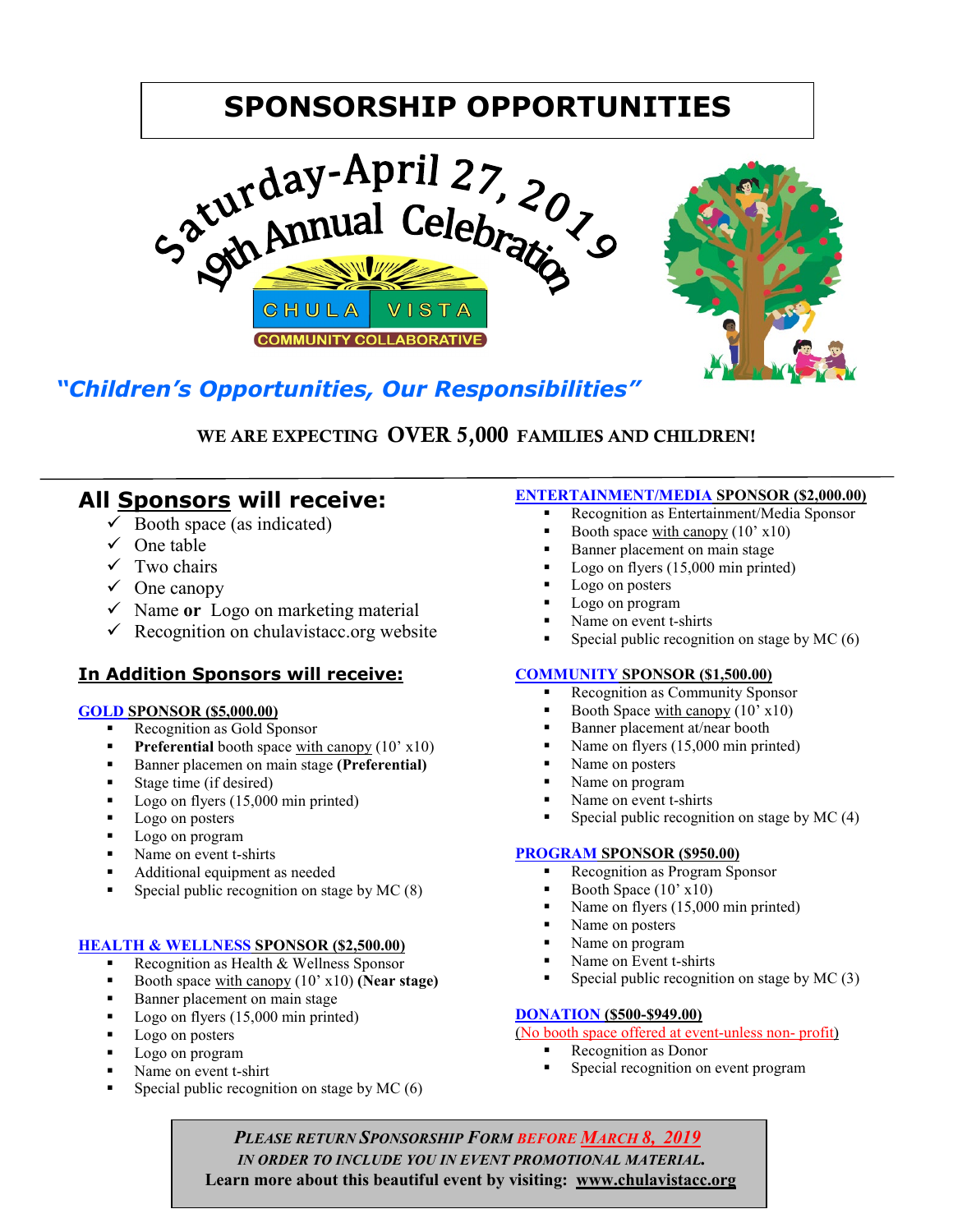# SPONSORSHIP OPPORTUNITIES

Saturday-April 27, 2019

19th Annual Celebration

CHULA VISTA

COMMUNITY COLLABORATIVE

*"Children's Opportunities, Our Responsibilities"*

**WE ARE EXPECTING OVER 5,000 FAMILIES AND CHILDREN!**

## All Sponsors will receive:

- ✓ Booth space (as indicated)
- ✓ One table
- ✓ Two chairs
- ✓ One canopy
- ✓ Name **or** Logo on marketing material
- ✓ Recognition on chulavistacc.org website

### In Addition Sponsors will receive:

**GOLD SPONSOR ($5,000.00)**

- Recognition as Gold Sponsor
- **Preferential** booth space with canopy (10' x10)
- Banner placemen on main stage **(Preferential)**
- Stage time (if desired)
- Logo on flyers (15,000 min printed)
- Logo on posters
- Logo on program
- Name on event t-shirts
- Additional equipment as needed
- Special public recognition on stage by MC (8)

**HEALTH & WELLNESS SPONSOR ($2,500.00)**

- Recognition as Health & Wellness Sponsor
- Booth space with canopy (10' x10) **(Near stage)**
- Banner placement on main stage
- Logo on flyers (15,000 min printed)
- Logo on posters
- Logo on program
- Name on event t-shirt
- Special public recognition on stage by MC (6)

**ENTERTAINMENT/MEDIA SPONSOR ($2,000.00)**

- Recognition as Entertainment/Media Sponsor
- Booth space with canopy (10' x10)
- Banner placement on main stage
- Logo on flyers (15,000 min printed)
- Logo on posters
- Logo on program
- Name on event t-shirts
- Special public recognition on stage by MC (6)

**COMMUNITY SPONSOR ($1,500.00)**

- Recognition as Community Sponsor
- Booth Space with canopy (10' x10)
- Banner placement at/near booth
- Name on flyers (15,000 min printed)
- Name on posters
- Name on program
- Name on event t-shirts
- Special public recognition on stage by MC (4)

**PROGRAM SPONSOR ($950.00)**

- Recognition as Program Sponsor
- Booth Space (10' x10)
- Name on flyers (15,000 min printed)
- Name on posters
- Name on program
- Name on Event t-shirts
- Special public recognition on stage by MC (3)

**DONATION ($500-$949.00)**

(No booth space offered at event-unless non- profit)

- Recognition as Donor
- Special recognition on event program

***PLEASE RETURN SPONSORSHIP FORM BEFORE MARCH 8, 2019***
***IN ORDER TO INCLUDE YOU IN EVENT PROMOTIONAL MATERIAL.***
**Learn more about this beautiful event by visiting: www.chulavistacc.org**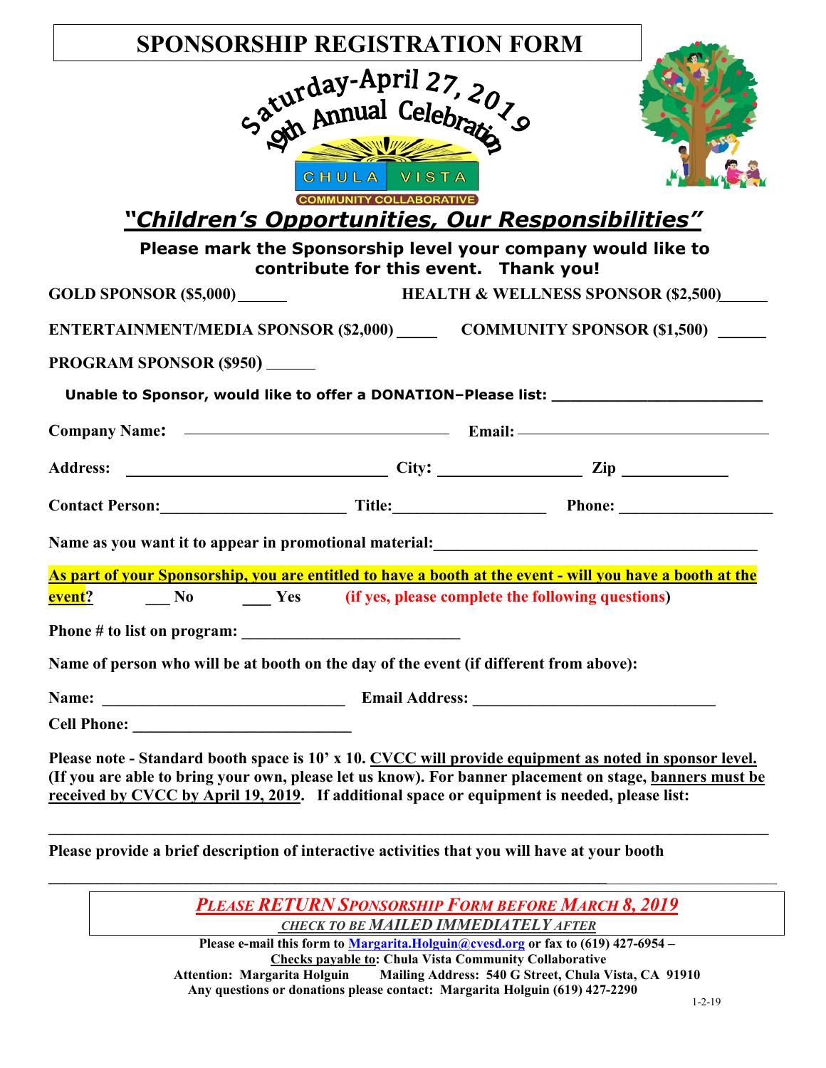# SPONSORSHIP REGISTRATION FORM

Saturday-April 27, 2019
19th Annual Celebration

CHULA VISTA
COMMUNITY COLLABORATIVE

***"Children's Opportunities, Our Responsibilities"***

**Please mark the Sponsorship level your company would like to contribute for this event. Thank you!**

**GOLD SPONSOR ($5,000)** ______ **HEALTH & WELLNESS SPONSOR ($2,500)** ______

**ENTERTAINMENT/MEDIA SPONSOR ($2,000)** _____ **COMMUNITY SPONSOR ($1,500)** ______

**PROGRAM SPONSOR ($950)** ______

**Unable to Sponsor, would like to offer a DONATION–Please list:** ________________________

**Company Name:** ______________________________ **Email:** ______________________________

**Address:** ______________________________ **City:** _________________ **Zip** ____________

**Contact Person:**______________________ **Title:**__________________ **Phone:** __________________

**Name as you want it to appear in promotional material:**_______________________________________

**As part of your Sponsorship, you are entitled to have a booth at the event - will you have a booth at the event?** ___ **No** ___ **Yes** **(if yes, please complete the following questions)**

**Phone # to list on program:** __________________________

**Name of person who will be at booth on the day of the event (if different from above):**

**Name:** _____________________________ **Email Address:** _____________________________

**Cell Phone:** __________________________

**Please note - Standard booth space is 10' x 10. CVCC will provide equipment as noted in sponsor level. (If you are able to bring your own, please let us know). For banner placement on stage, banners must be received by CVCC by April 19, 2019. If additional space or equipment is needed, please list:**

_____________________________________________________________________________________

**Please provide a brief description of interactive activities that you will have at your booth**

_____________________________________________________________________________________

***PLEASE RETURN SPONSORSHIP FORM BEFORE MARCH 8, 2019***
***CHECK TO BE MAILED IMMEDIATELY AFTER***

**Please e-mail this form to Margarita.Holguin@cvesd.org or fax to (619) 427-6954 –**
**Checks payable to: Chula Vista Community Collaborative**
**Attention: Margarita Holguin Mailing Address: 540 G Street, Chula Vista, CA 91910**
**Any questions or donations please contact: Margarita Holguin (619) 427-2290**

1-2-19